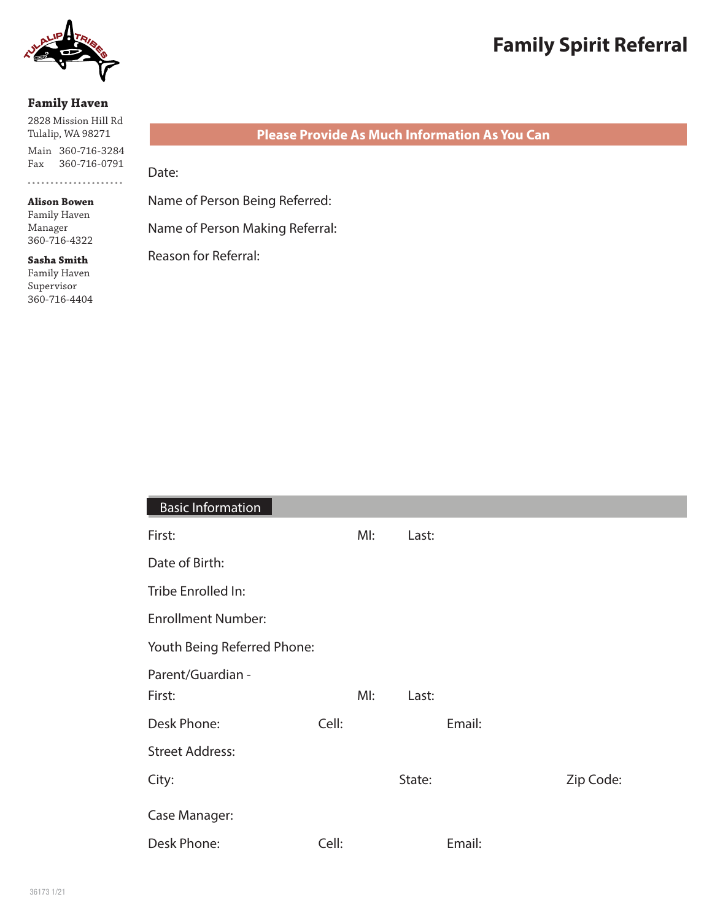# Family Spirit Referral

**Family Haven**

2828 Mission Hill Rd
Tulalip, WA 98271

Main 360-716-3284
Fax 360-716-0791

**Alison Bowen**
Family Haven
Manager
360-716-4322

**Sasha Smith**
Family Haven
Supervisor
360-716-4404

**Please Provide As Much Information As You Can**

Date:

Name of Person Being Referred:

Name of Person Making Referral:

Reason for Referral:

## Basic Information

First: MI: Last:

Date of Birth:

Tribe Enrolled In:

Enrollment Number:

Youth Being Referred Phone:

Parent/Guardian -
First: MI: Last:

Desk Phone: Cell: Email:

Street Address:

City: State: Zip Code:

Case Manager:

Desk Phone: Cell: Email:

36173 1/21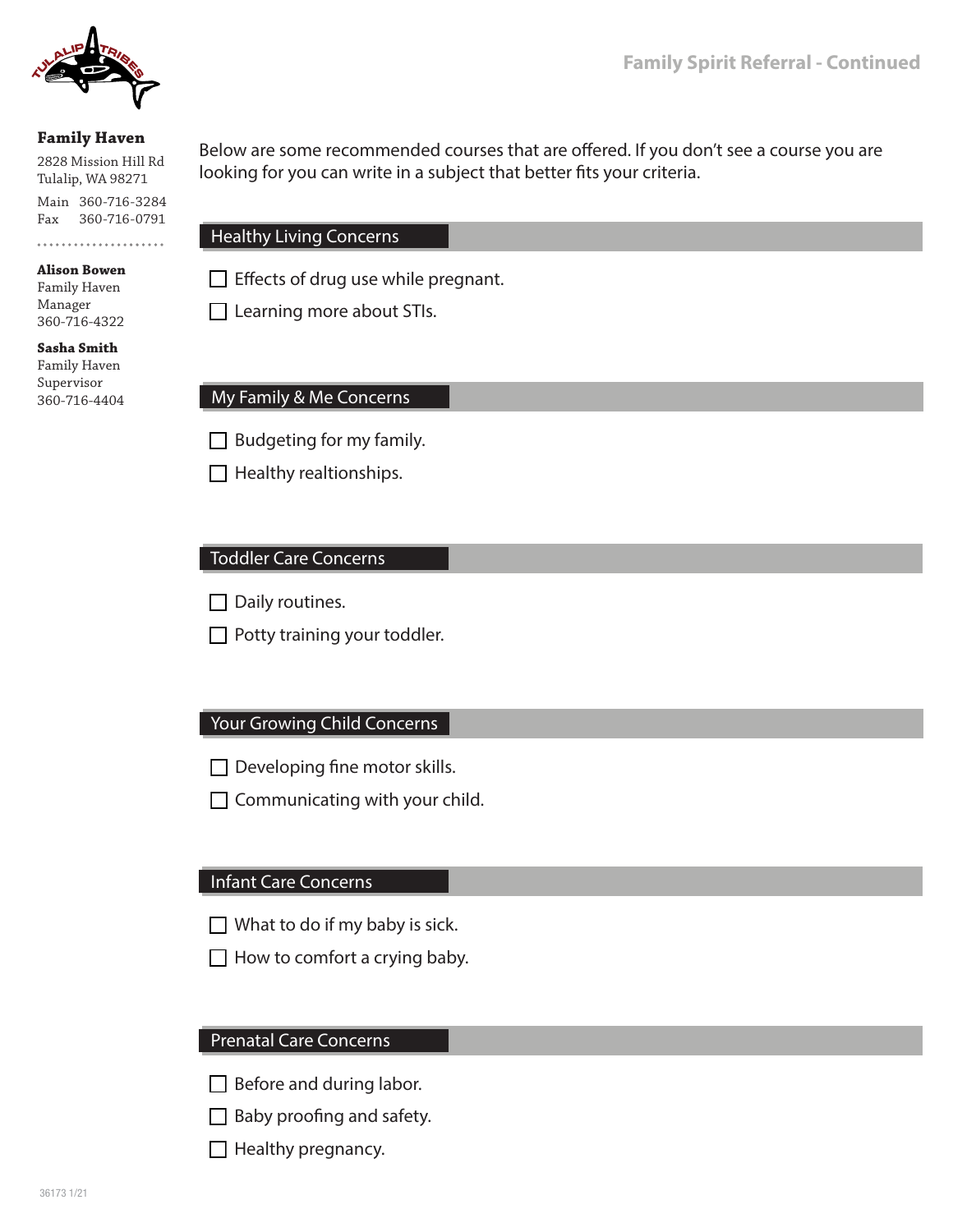Family Spirit Referral - Continued

**Family Haven**
2828 Mission Hill Rd
Tulalip, WA 98271

Main 360-716-3284
Fax 360-716-0791

**Alison Bowen**
Family Haven
Manager
360-716-4322

**Sasha Smith**
Family Haven
Supervisor
360-716-4404

Below are some recommended courses that are offered. If you don't see a course you are looking for you can write in a subject that better fits your criteria.

## Healthy Living Concerns

- ☐ Effects of drug use while pregnant.
- ☐ Learning more about STIs.

## My Family & Me Concerns

- ☐ Budgeting for my family.
- ☐ Healthy realtionships.

## Toddler Care Concerns

- ☐ Daily routines.
- ☐ Potty training your toddler.

## Your Growing Child Concerns

- ☐ Developing fine motor skills.
- ☐ Communicating with your child.

## Infant Care Concerns

- ☐ What to do if my baby is sick.
- ☐ How to comfort a crying baby.

## Prenatal Care Concerns

- ☐ Before and during labor.
- ☐ Baby proofing and safety.
- ☐ Healthy pregnancy.

36173 1/21